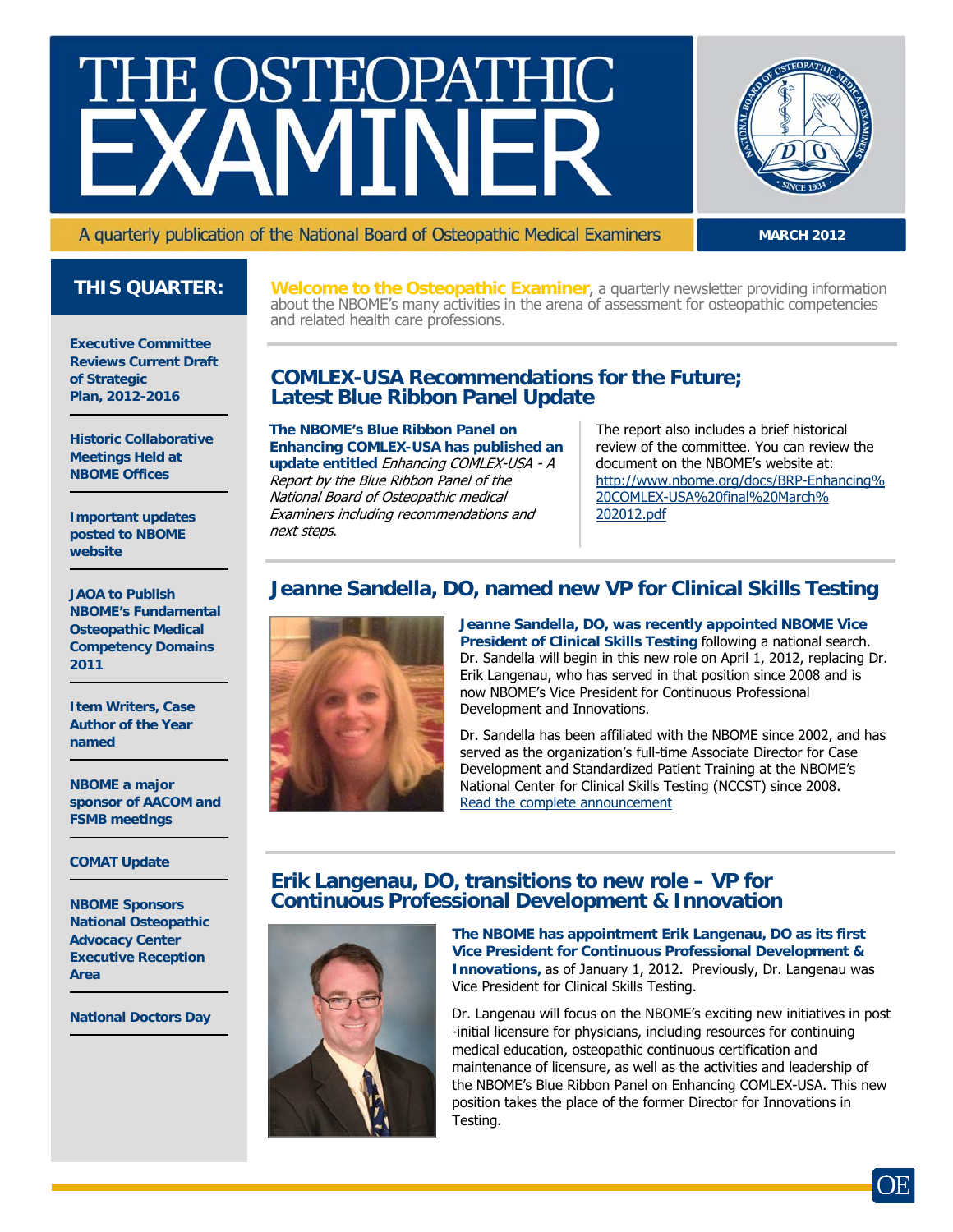# THE OSTEOPATHIC EXAMINER

A quarterly publication of the National Board of Osteopathic Medical Examiners

**MARCH 2012**

## THIS QUARTER:

- **Executive Committee Reviews Current Draft of Strategic Plan, 2012-2016**
- **Historic Collaborative Meetings Held at NBOME Offices**
- **Important updates posted to NBOME website**
- **JAOA to Publish NBOME's Fundamental Osteopathic Medical Competency Domains 2011**
- **Item Writers, Case Author of the Year named**
- **NBOME a major sponsor of AACOM and FSMB meetings**
- **COMAT Update**
- **NBOME Sponsors National Osteopathic Advocacy Center Executive Reception Area**
- **National Doctors Day**

**Welcome to the Osteopathic Examiner**, a quarterly newsletter providing information about the NBOME's many activities in the arena of assessment for osteopathic competencies and related health care professions.

## COMLEX-USA Recommendations for the Future; Latest Blue Ribbon Panel Update

**The NBOME's Blue Ribbon Panel on Enhancing COMLEX-USA has published an update entitled** *Enhancing COMLEX-USA - A Report by the Blue Ribbon Panel of the National Board of Osteopathic medical Examiners including recommendations and next steps*.

The report also includes a brief historical review of the committee. You can review the document on the NBOME's website at: http://www.nbome.org/docs/BRP-Enhancing%20COMLEX-USA%20final%20March%202012.pdf

## Jeanne Sandella, DO, named new VP for Clinical Skills Testing

**Jeanne Sandella, DO, was recently appointed NBOME Vice President of Clinical Skills Testing** following a national search. Dr. Sandella will begin in this new role on April 1, 2012, replacing Dr. Erik Langenau, who has served in that position since 2008 and is now NBOME's Vice President for Continuous Professional Development and Innovations.

Dr. Sandella has been affiliated with the NBOME since 2002, and has served as the organization's full-time Associate Director for Case Development and Standardized Patient Training at the NBOME's National Center for Clinical Skills Testing (NCCST) since 2008. Read the complete announcement

## Erik Langenau, DO, transitions to new role – VP for Continuous Professional Development & Innovation

**The NBOME has appointment Erik Langenau, DO as its first Vice President for Continuous Professional Development & Innovations,** as of January 1, 2012. Previously, Dr. Langenau was Vice President for Clinical Skills Testing.

Dr. Langenau will focus on the NBOME's exciting new initiatives in post-initial licensure for physicians, including resources for continuing medical education, osteopathic continuous certification and maintenance of licensure, as well as the activities and leadership of the NBOME's Blue Ribbon Panel on Enhancing COMLEX-USA. This new position takes the place of the former Director for Innovations in Testing.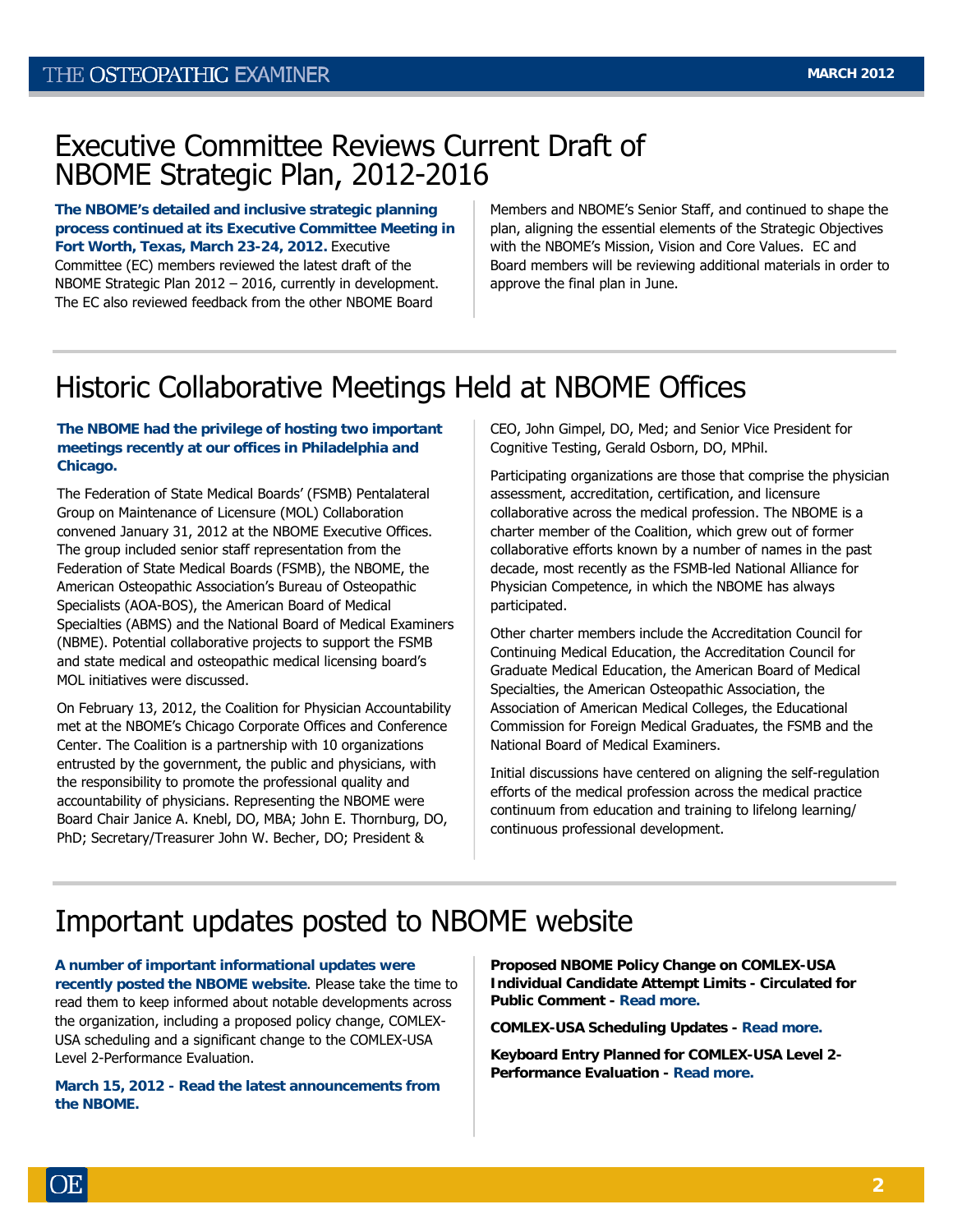# Executive Committee Reviews Current Draft of NBOME Strategic Plan, 2012-2016

**The NBOME's detailed and inclusive strategic planning process continued at its Executive Committee Meeting in Fort Worth, Texas, March 23-24, 2012.** Executive Committee (EC) members reviewed the latest draft of the NBOME Strategic Plan 2012 – 2016, currently in development. The EC also reviewed feedback from the other NBOME Board Members and NBOME's Senior Staff, and continued to shape the plan, aligning the essential elements of the Strategic Objectives with the NBOME's Mission, Vision and Core Values. EC and Board members will be reviewing additional materials in order to approve the final plan in June.

# Historic Collaborative Meetings Held at NBOME Offices

**The NBOME had the privilege of hosting two important meetings recently at our offices in Philadelphia and Chicago.**

The Federation of State Medical Boards' (FSMB) Pentalateral Group on Maintenance of Licensure (MOL) Collaboration convened January 31, 2012 at the NBOME Executive Offices. The group included senior staff representation from the Federation of State Medical Boards (FSMB), the NBOME, the American Osteopathic Association's Bureau of Osteopathic Specialists (AOA-BOS), the American Board of Medical Specialties (ABMS) and the National Board of Medical Examiners (NBME). Potential collaborative projects to support the FSMB and state medical and osteopathic medical licensing board's MOL initiatives were discussed.

On February 13, 2012, the Coalition for Physician Accountability met at the NBOME's Chicago Corporate Offices and Conference Center. The Coalition is a partnership with 10 organizations entrusted by the government, the public and physicians, with the responsibility to promote the professional quality and accountability of physicians. Representing the NBOME were Board Chair Janice A. Knebl, DO, MBA; John E. Thornburg, DO, PhD; Secretary/Treasurer John W. Becher, DO; President & CEO, John Gimpel, DO, Med; and Senior Vice President for Cognitive Testing, Gerald Osborn, DO, MPhil.

Participating organizations are those that comprise the physician assessment, accreditation, certification, and licensure collaborative across the medical profession. The NBOME is a charter member of the Coalition, which grew out of former collaborative efforts known by a number of names in the past decade, most recently as the FSMB-led National Alliance for Physician Competence, in which the NBOME has always participated.

Other charter members include the Accreditation Council for Continuing Medical Education, the Accreditation Council for Graduate Medical Education, the American Board of Medical Specialties, the American Osteopathic Association, the Association of American Medical Colleges, the Educational Commission for Foreign Medical Graduates, the FSMB and the National Board of Medical Examiners.

Initial discussions have centered on aligning the self-regulation efforts of the medical profession across the medical practice continuum from education and training to lifelong learning/ continuous professional development.

# Important updates posted to NBOME website

**A number of important informational updates were recently posted the NBOME website**. Please take the time to read them to keep informed about notable developments across the organization, including a proposed policy change, COMLEX-USA scheduling and a significant change to the COMLEX-USA Level 2-Performance Evaluation.

**March 15, 2012 - Read the latest announcements from the NBOME.**

**Proposed NBOME Policy Change on COMLEX-USA Individual Candidate Attempt Limits - Circulated for Public Comment - Read more.**

**COMLEX-USA Scheduling Updates - Read more.**

**Keyboard Entry Planned for COMLEX-USA Level 2-Performance Evaluation - Read more.**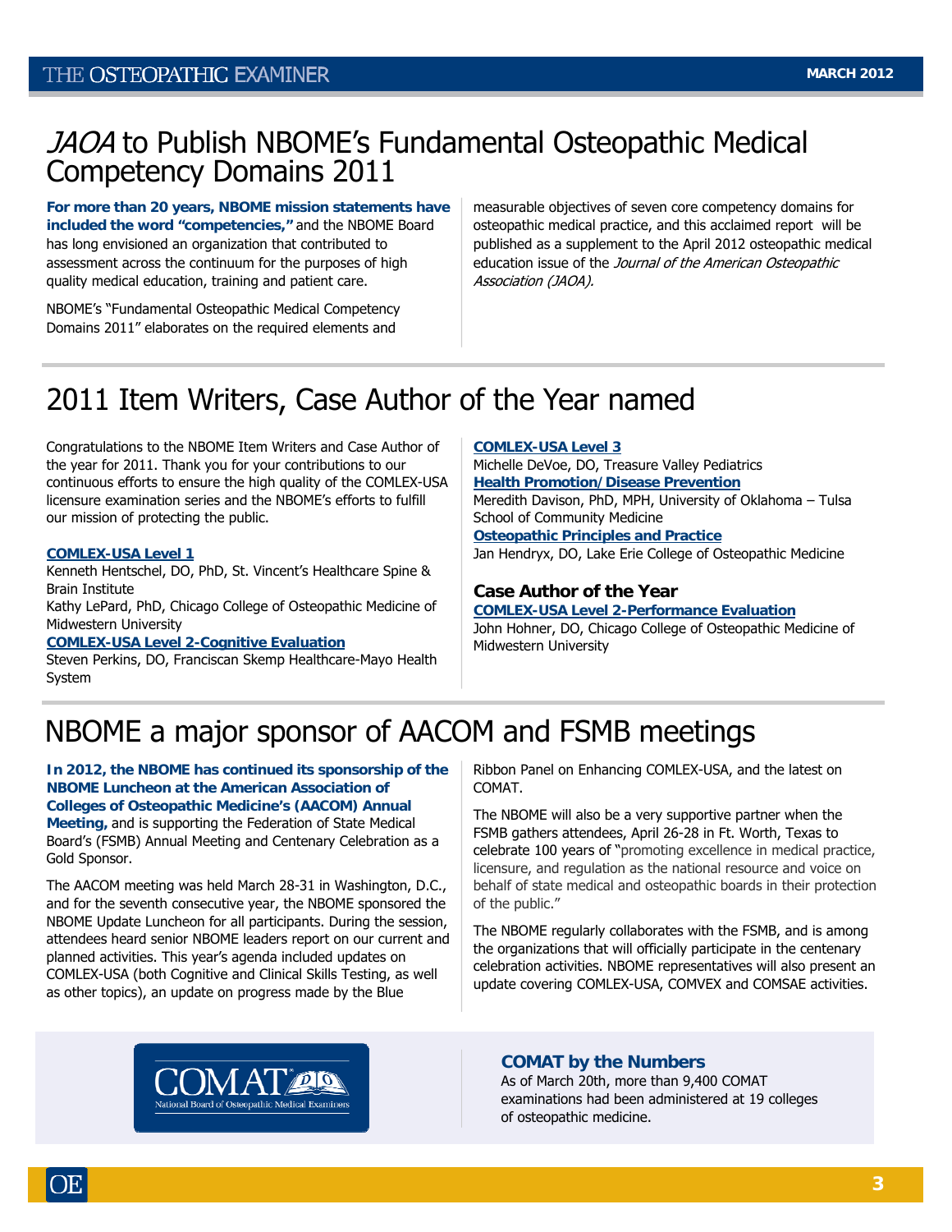# *JAOA* to Publish NBOME's Fundamental Osteopathic Medical Competency Domains 2011

**For more than 20 years, NBOME mission statements have included the word "competencies,"** and the NBOME Board has long envisioned an organization that contributed to assessment across the continuum for the purposes of high quality medical education, training and patient care.

NBOME's "Fundamental Osteopathic Medical Competency Domains 2011" elaborates on the required elements and measurable objectives of seven core competency domains for osteopathic medical practice, and this acclaimed report will be published as a supplement to the April 2012 osteopathic medical education issue of the *Journal of the American Osteopathic Association (JAOA).*

# 2011 Item Writers, Case Author of the Year named

Congratulations to the NBOME Item Writers and Case Author of the year for 2011. Thank you for your contributions to our continuous efforts to ensure the high quality of the COMLEX-USA licensure examination series and the NBOME's efforts to fulfill our mission of protecting the public.

**COMLEX-USA Level 1**
Kenneth Hentschel, DO, PhD, St. Vincent's Healthcare Spine & Brain Institute
Kathy LePard, PhD, Chicago College of Osteopathic Medicine of Midwestern University

**COMLEX-USA Level 2-Cognitive Evaluation**
Steven Perkins, DO, Franciscan Skemp Healthcare-Mayo Health System

**COMLEX-USA Level 3**
Michelle DeVoe, DO, Treasure Valley Pediatrics

**Health Promotion/Disease Prevention**
Meredith Davison, PhD, MPH, University of Oklahoma – Tulsa School of Community Medicine

**Osteopathic Principles and Practice**
Jan Hendryx, DO, Lake Erie College of Osteopathic Medicine

### Case Author of the Year

**COMLEX-USA Level 2-Performance Evaluation**
John Hohner, DO, Chicago College of Osteopathic Medicine of Midwestern University

# NBOME a major sponsor of AACOM and FSMB meetings

**In 2012, the NBOME has continued its sponsorship of the NBOME Luncheon at the American Association of Colleges of Osteopathic Medicine's (AACOM) Annual Meeting,** and is supporting the Federation of State Medical Board's (FSMB) Annual Meeting and Centenary Celebration as a Gold Sponsor.

The AACOM meeting was held March 28-31 in Washington, D.C., and for the seventh consecutive year, the NBOME sponsored the NBOME Update Luncheon for all participants. During the session, attendees heard senior NBOME leaders report on our current and planned activities. This year's agenda included updates on COMLEX-USA (both Cognitive and Clinical Skills Testing, as well as other topics), an update on progress made by the Blue Ribbon Panel on Enhancing COMLEX-USA, and the latest on COMAT.

The NBOME will also be a very supportive partner when the FSMB gathers attendees, April 26-28 in Ft. Worth, Texas to celebrate 100 years of "promoting excellence in medical practice, licensure, and regulation as the national resource and voice on behalf of state medical and osteopathic boards in their protection of the public."

The NBOME regularly collaborates with the FSMB, and is among the organizations that will officially participate in the centenary celebration activities. NBOME representatives will also present an update covering COMLEX-USA, COMVEX and COMSAE activities.

COMAT
National Board of Osteopathic Medical Examiners

### COMAT by the Numbers

As of March 20th, more than 9,400 COMAT examinations had been administered at 19 colleges of osteopathic medicine.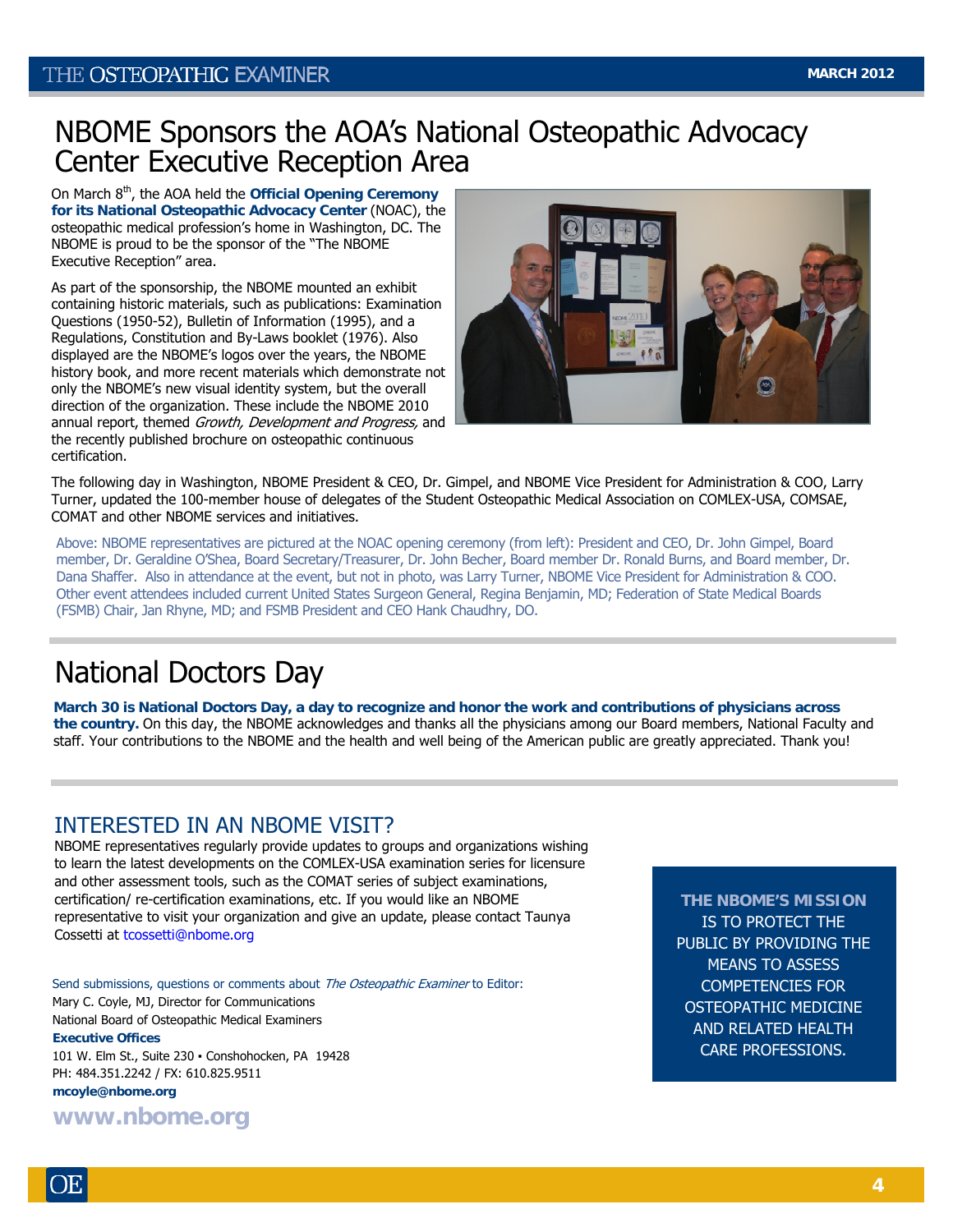# NBOME Sponsors the AOA's National Osteopathic Advocacy Center Executive Reception Area

On March 8th, the AOA held the **Official Opening Ceremony for its National Osteopathic Advocacy Center** (NOAC), the osteopathic medical profession's home in Washington, DC. The NBOME is proud to be the sponsor of the "The NBOME Executive Reception" area.

As part of the sponsorship, the NBOME mounted an exhibit containing historic materials, such as publications: Examination Questions (1950-52), Bulletin of Information (1995), and a Regulations, Constitution and By-Laws booklet (1976). Also displayed are the NBOME's logos over the years, the NBOME history book, and more recent materials which demonstrate not only the NBOME's new visual identity system, but the overall direction of the organization. These include the NBOME 2010 annual report, themed *Growth, Development and Progress,* and the recently published brochure on osteopathic continuous certification.

The following day in Washington, NBOME President & CEO, Dr. Gimpel, and NBOME Vice President for Administration & COO, Larry Turner, updated the 100-member house of delegates of the Student Osteopathic Medical Association on COMLEX-USA, COMSAE, COMAT and other NBOME services and initiatives.

Above: NBOME representatives are pictured at the NOAC opening ceremony (from left): President and CEO, Dr. John Gimpel, Board member, Dr. Geraldine O'Shea, Board Secretary/Treasurer, Dr. John Becher, Board member Dr. Ronald Burns, and Board member, Dr. Dana Shaffer. Also in attendance at the event, but not in photo, was Larry Turner, NBOME Vice President for Administration & COO. Other event attendees included current United States Surgeon General, Regina Benjamin, MD; Federation of State Medical Boards (FSMB) Chair, Jan Rhyne, MD; and FSMB President and CEO Hank Chaudhry, DO.

# National Doctors Day

**March 30 is National Doctors Day, a day to recognize and honor the work and contributions of physicians across the country.** On this day, the NBOME acknowledges and thanks all the physicians among our Board members, National Faculty and staff. Your contributions to the NBOME and the health and well being of the American public are greatly appreciated. Thank you!

## INTERESTED IN AN NBOME VISIT?

NBOME representatives regularly provide updates to groups and organizations wishing to learn the latest developments on the COMLEX-USA examination series for licensure and other assessment tools, such as the COMAT series of subject examinations, certification/ re-certification examinations, etc. If you would like an NBOME representative to visit your organization and give an update, please contact Taunya Cossetti at tcossetti@nbome.org

**THE NBOME'S MISSION** IS TO PROTECT THE PUBLIC BY PROVIDING THE MEANS TO ASSESS COMPETENCIES FOR OSTEOPATHIC MEDICINE AND RELATED HEALTH CARE PROFESSIONS.

Send submissions, questions or comments about *The Osteopathic Examiner* to Editor:
Mary C. Coyle, MJ, Director for Communications
National Board of Osteopathic Medical Examiners
**Executive Offices**
101 W. Elm St., Suite 230 ▪ Conshohocken, PA 19428
PH: 484.351.2242 / FX: 610.825.9511
**mcoyle@nbome.org**

**www.nbome.org**